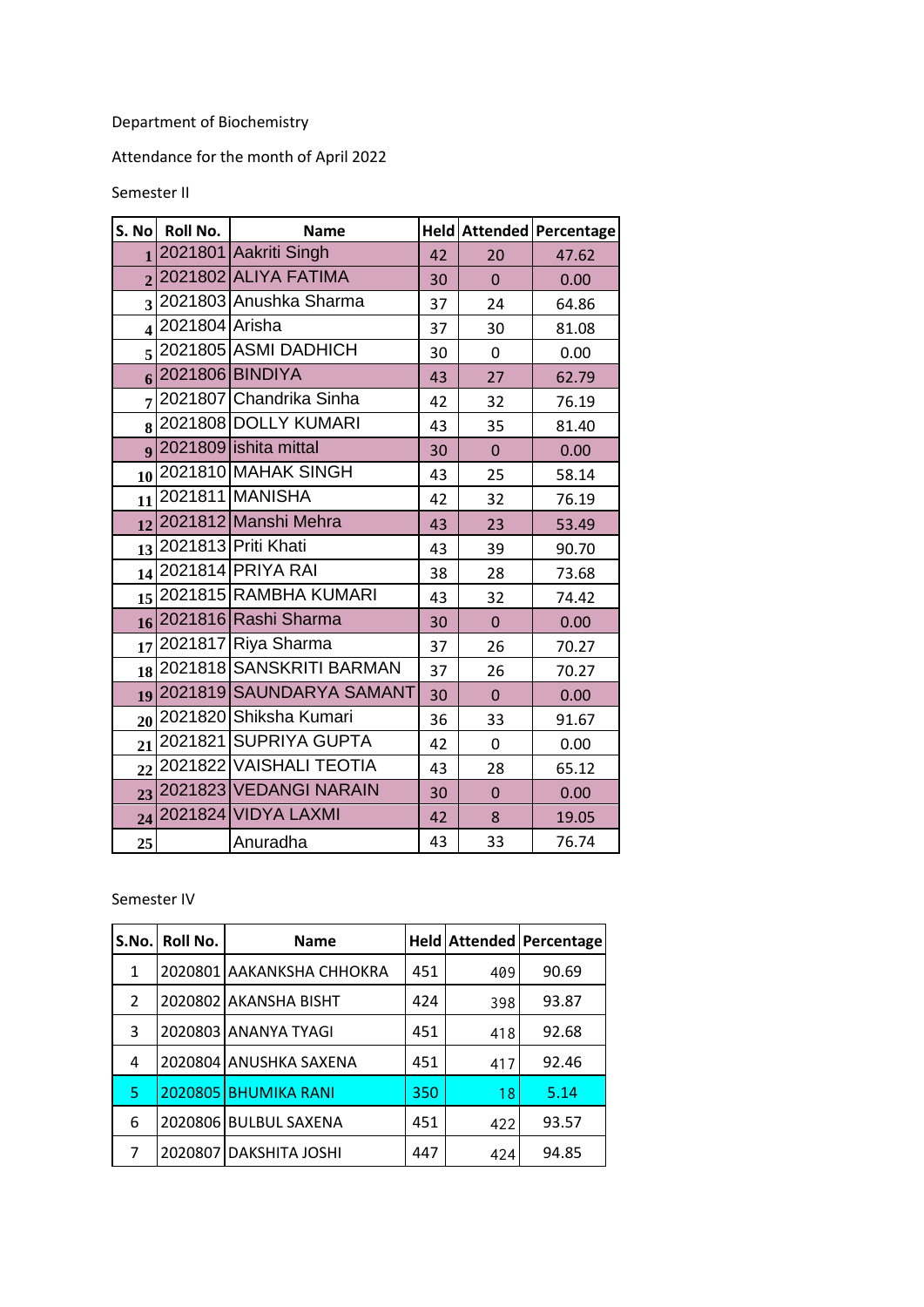Department of Biochemistry

Attendance for the month of April 2022

Semester II

| S. No | Roll No. | Name | Held | Attended | Percentage |
|---|---|---|---|---|---|
| 1 | 2021801 | Aakriti Singh | 42 | 20 | 47.62 |
| 2 | 2021802 | ALIYA FATIMA | 30 | 0 | 0.00 |
| 3 | 2021803 | Anushka Sharma | 37 | 24 | 64.86 |
| 4 | 2021804 | Arisha | 37 | 30 | 81.08 |
| 5 | 2021805 | ASMI DADHICH | 30 | 0 | 0.00 |
| 6 | 2021806 | BINDIYA | 43 | 27 | 62.79 |
| 7 | 2021807 | Chandrika Sinha | 42 | 32 | 76.19 |
| 8 | 2021808 | DOLLY KUMARI | 43 | 35 | 81.40 |
| 9 | 2021809 | ishita mittal | 30 | 0 | 0.00 |
| 10 | 2021810 | MAHAK SINGH | 43 | 25 | 58.14 |
| 11 | 2021811 | MANISHA | 42 | 32 | 76.19 |
| 12 | 2021812 | Manshi Mehra | 43 | 23 | 53.49 |
| 13 | 2021813 | Priti Khati | 43 | 39 | 90.70 |
| 14 | 2021814 | PRIYA RAI | 38 | 28 | 73.68 |
| 15 | 2021815 | RAMBHA KUMARI | 43 | 32 | 74.42 |
| 16 | 2021816 | Rashi Sharma | 30 | 0 | 0.00 |
| 17 | 2021817 | Riya Sharma | 37 | 26 | 70.27 |
| 18 | 2021818 | SANSKRITI BARMAN | 37 | 26 | 70.27 |
| 19 | 2021819 | SAUNDARYA SAMANT | 30 | 0 | 0.00 |
| 20 | 2021820 | Shiksha Kumari | 36 | 33 | 91.67 |
| 21 | 2021821 | SUPRIYA GUPTA | 42 | 0 | 0.00 |
| 22 | 2021822 | VAISHALI TEOTIA | 43 | 28 | 65.12 |
| 23 | 2021823 | VEDANGI NARAIN | 30 | 0 | 0.00 |
| 24 | 2021824 | VIDYA LAXMI | 42 | 8 | 19.05 |
| 25 | | Anuradha | 43 | 33 | 76.74 |

Semester IV

| S.No. | Roll No. | Name | Held | Attended | Percentage |
|---|---|---|---|---|---|
| 1 | 2020801 | AAKANKSHA CHHOKRA | 451 | 409 | 90.69 |
| 2 | 2020802 | AKANSHA BISHT | 424 | 398 | 93.87 |
| 3 | 2020803 | ANANYA TYAGI | 451 | 418 | 92.68 |
| 4 | 2020804 | ANUSHKA SAXENA | 451 | 417 | 92.46 |
| 5 | 2020805 | BHUMIKA RANI | 350 | 18 | 5.14 |
| 6 | 2020806 | BULBUL SAXENA | 451 | 422 | 93.57 |
| 7 | 2020807 | DAKSHITA JOSHI | 447 | 424 | 94.85 |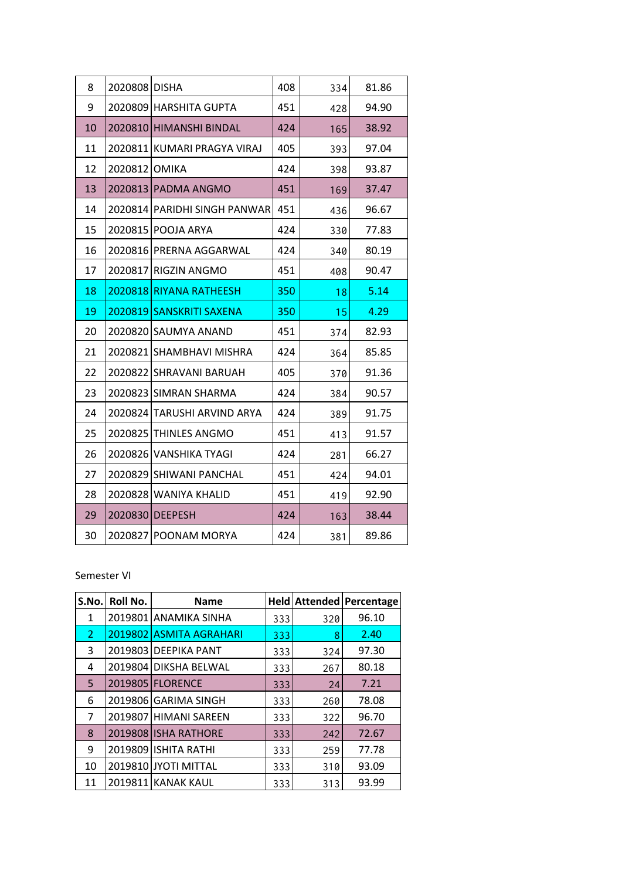| | | | | | |
|---|---|---|---|---|---|
| 8 | 2020808 | DISHA | 408 | 334 | 81.86 |
| 9 | 2020809 | HARSHITA GUPTA | 451 | 428 | 94.90 |
| 10 | 2020810 | HIMANSHI BINDAL | 424 | 165 | 38.92 |
| 11 | 2020811 | KUMARI PRAGYA VIRAJ | 405 | 393 | 97.04 |
| 12 | 2020812 | OMIKA | 424 | 398 | 93.87 |
| 13 | 2020813 | PADMA ANGMO | 451 | 169 | 37.47 |
| 14 | 2020814 | PARIDHI SINGH PANWAR | 451 | 436 | 96.67 |
| 15 | 2020815 | POOJA ARYA | 424 | 330 | 77.83 |
| 16 | 2020816 | PRERNA AGGARWAL | 424 | 340 | 80.19 |
| 17 | 2020817 | RIGZIN ANGMO | 451 | 408 | 90.47 |
| 18 | 2020818 | RIYANA RATHEESH | 350 | 18 | 5.14 |
| 19 | 2020819 | SANSKRITI SAXENA | 350 | 15 | 4.29 |
| 20 | 2020820 | SAUMYA ANAND | 451 | 374 | 82.93 |
| 21 | 2020821 | SHAMBHAVI MISHRA | 424 | 364 | 85.85 |
| 22 | 2020822 | SHRAVANI BARUAH | 405 | 370 | 91.36 |
| 23 | 2020823 | SIMRAN SHARMA | 424 | 384 | 90.57 |
| 24 | 2020824 | TARUSHI ARVIND ARYA | 424 | 389 | 91.75 |
| 25 | 2020825 | THINLES ANGMO | 451 | 413 | 91.57 |
| 26 | 2020826 | VANSHIKA TYAGI | 424 | 281 | 66.27 |
| 27 | 2020829 | SHIWANI PANCHAL | 451 | 424 | 94.01 |
| 28 | 2020828 | WANIYA KHALID | 451 | 419 | 92.90 |
| 29 | 2020830 | DEEPESH | 424 | 163 | 38.44 |
| 30 | 2020827 | POONAM MORYA | 424 | 381 | 89.86 |

Semester VI

| S.No. | Roll No. | Name | Held | Attended | Percentage |
|---|---|---|---|---|---|
| 1 | 2019801 | ANAMIKA SINHA | 333 | 320 | 96.10 |
| 2 | 2019802 | ASMITA AGRAHARI | 333 | 8 | 2.40 |
| 3 | 2019803 | DEEPIKA PANT | 333 | 324 | 97.30 |
| 4 | 2019804 | DIKSHA BELWAL | 333 | 267 | 80.18 |
| 5 | 2019805 | FLORENCE | 333 | 24 | 7.21 |
| 6 | 2019806 | GARIMA SINGH | 333 | 260 | 78.08 |
| 7 | 2019807 | HIMANI SAREEN | 333 | 322 | 96.70 |
| 8 | 2019808 | ISHA RATHORE | 333 | 242 | 72.67 |
| 9 | 2019809 | ISHITA RATHI | 333 | 259 | 77.78 |
| 10 | 2019810 | JYOTI MITTAL | 333 | 310 | 93.09 |
| 11 | 2019811 | KANAK KAUL | 333 | 313 | 93.99 |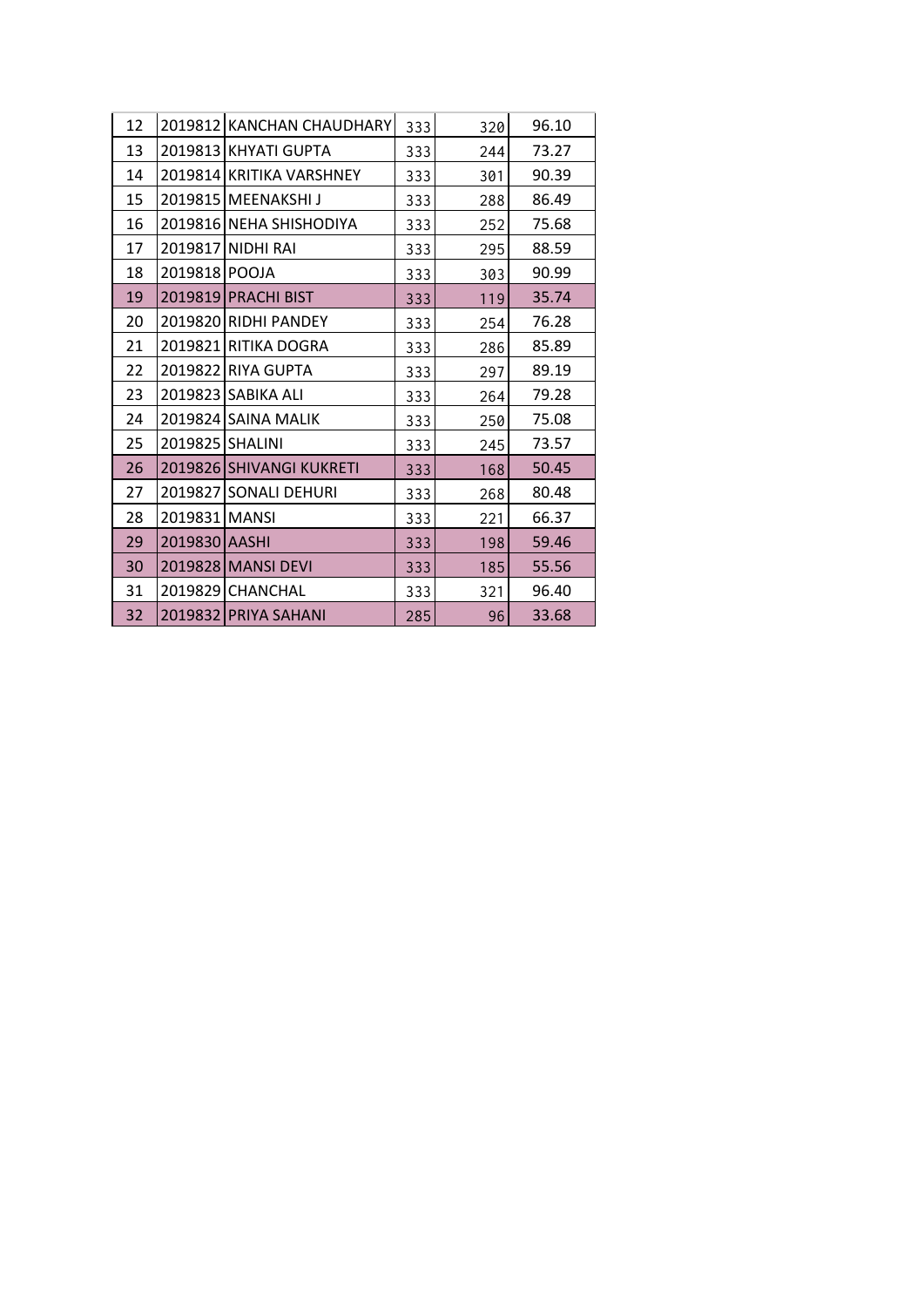| | | | | | |
|---|---|---|---|---|---|
| 12 | 2019812 | KANCHAN CHAUDHARY | 333 | 320 | 96.10 |
| 13 | 2019813 | KHYATI GUPTA | 333 | 244 | 73.27 |
| 14 | 2019814 | KRITIKA VARSHNEY | 333 | 301 | 90.39 |
| 15 | 2019815 | MEENAKSHI J | 333 | 288 | 86.49 |
| 16 | 2019816 | NEHA SHISHODIYA | 333 | 252 | 75.68 |
| 17 | 2019817 | NIDHI RAI | 333 | 295 | 88.59 |
| 18 | 2019818 | POOJA | 333 | 303 | 90.99 |
| 19 | 2019819 | PRACHI BIST | 333 | 119 | 35.74 |
| 20 | 2019820 | RIDHI PANDEY | 333 | 254 | 76.28 |
| 21 | 2019821 | RITIKA DOGRA | 333 | 286 | 85.89 |
| 22 | 2019822 | RIYA GUPTA | 333 | 297 | 89.19 |
| 23 | 2019823 | SABIKA ALI | 333 | 264 | 79.28 |
| 24 | 2019824 | SAINA MALIK | 333 | 250 | 75.08 |
| 25 | 2019825 | SHALINI | 333 | 245 | 73.57 |
| 26 | 2019826 | SHIVANGI KUKRETI | 333 | 168 | 50.45 |
| 27 | 2019827 | SONALI DEHURI | 333 | 268 | 80.48 |
| 28 | 2019831 | MANSI | 333 | 221 | 66.37 |
| 29 | 2019830 | AASHI | 333 | 198 | 59.46 |
| 30 | 2019828 | MANSI DEVI | 333 | 185 | 55.56 |
| 31 | 2019829 | CHANCHAL | 333 | 321 | 96.40 |
| 32 | 2019832 | PRIYA SAHANI | 285 | 96 | 33.68 |